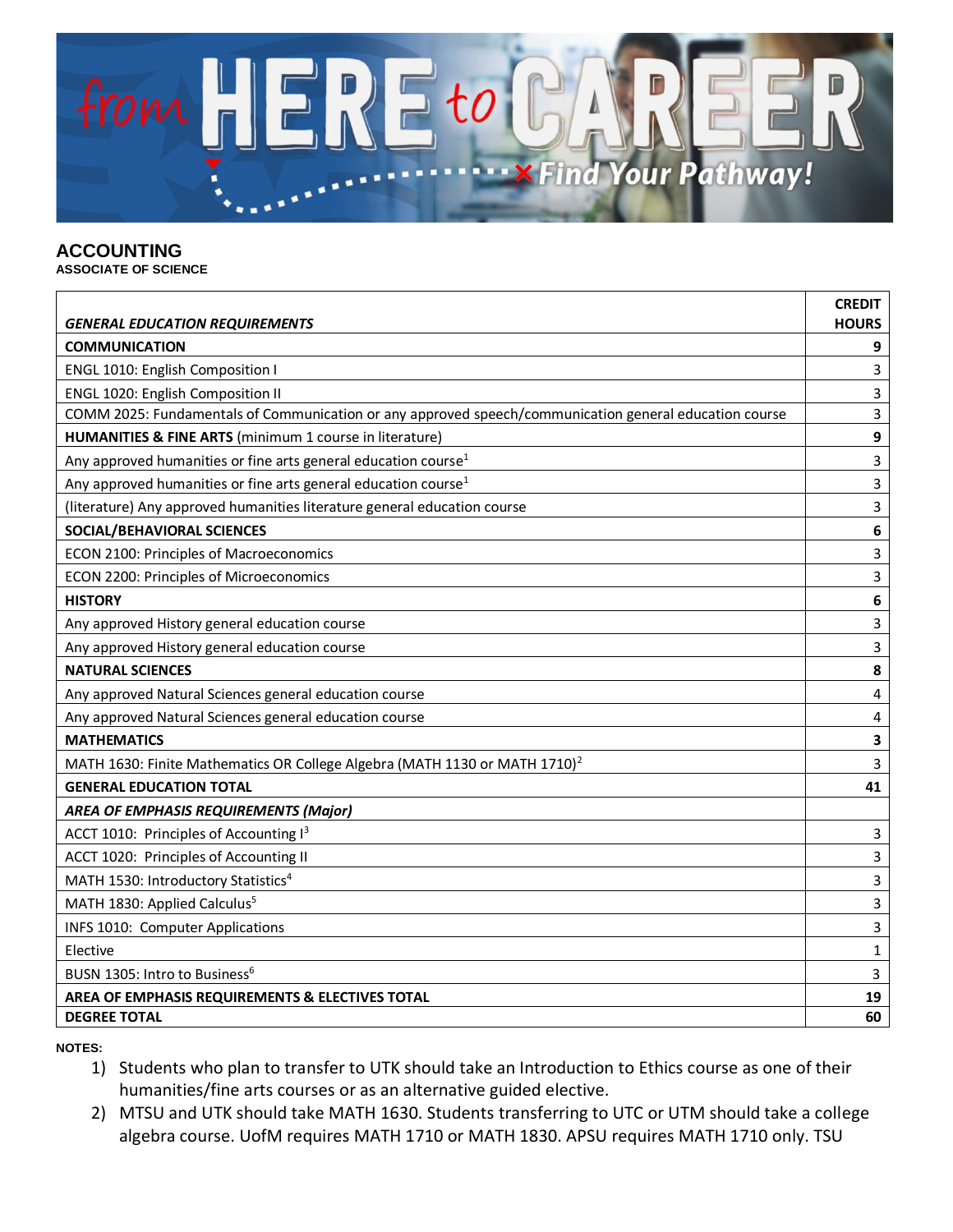# ACCOUNTING

**ASSOCIATE OF SCIENCE**

| *GENERAL EDUCATION REQUIREMENTS* | CREDIT HOURS |
|---|---|
| **COMMUNICATION** | **9** |
| ENGL 1010: English Composition I | 3 |
| ENGL 1020: English Composition II | 3 |
| COMM 2025: Fundamentals of Communication or any approved speech/communication general education course | 3 |
| **HUMANITIES & FINE ARTS** (minimum 1 course in literature) | **9** |
| Any approved humanities or fine arts general education course[1] | 3 |
| Any approved humanities or fine arts general education course[1] | 3 |
| (literature) Any approved humanities literature general education course | 3 |
| **SOCIAL/BEHAVIORAL SCIENCES** | **6** |
| ECON 2100: Principles of Macroeconomics | 3 |
| ECON 2200: Principles of Microeconomics | 3 |
| **HISTORY** | **6** |
| Any approved History general education course | 3 |
| Any approved History general education course | 3 |
| **NATURAL SCIENCES** | **8** |
| Any approved Natural Sciences general education course | 4 |
| Any approved Natural Sciences general education course | 4 |
| **MATHEMATICS** | **3** |
| MATH 1630: Finite Mathematics OR College Algebra (MATH 1130 or MATH 1710)[2] | 3 |
| **GENERAL EDUCATION TOTAL** | **41** |
| ***AREA OF EMPHASIS REQUIREMENTS (Major)*** | |
| ACCT 1010: Principles of Accounting I[3] | 3 |
| ACCT 1020: Principles of Accounting II | 3 |
| MATH 1530: Introductory Statistics[4] | 3 |
| MATH 1830: Applied Calculus[5] | 3 |
| INFS 1010: Computer Applications | 3 |
| Elective | 1 |
| BUSN 1305: Intro to Business[6] | 3 |
| **AREA OF EMPHASIS REQUIREMENTS & ELECTIVES TOTAL** | **19** |
| **DEGREE TOTAL** | **60** |

**NOTES:**

1) Students who plan to transfer to UTK should take an Introduction to Ethics course as one of their humanities/fine arts courses or as an alternative guided elective.
2) MTSU and UTK should take MATH 1630. Students transferring to UTC or UTM should take a college algebra course. UofM requires MATH 1710 or MATH 1830. APSU requires MATH 1710 only. TSU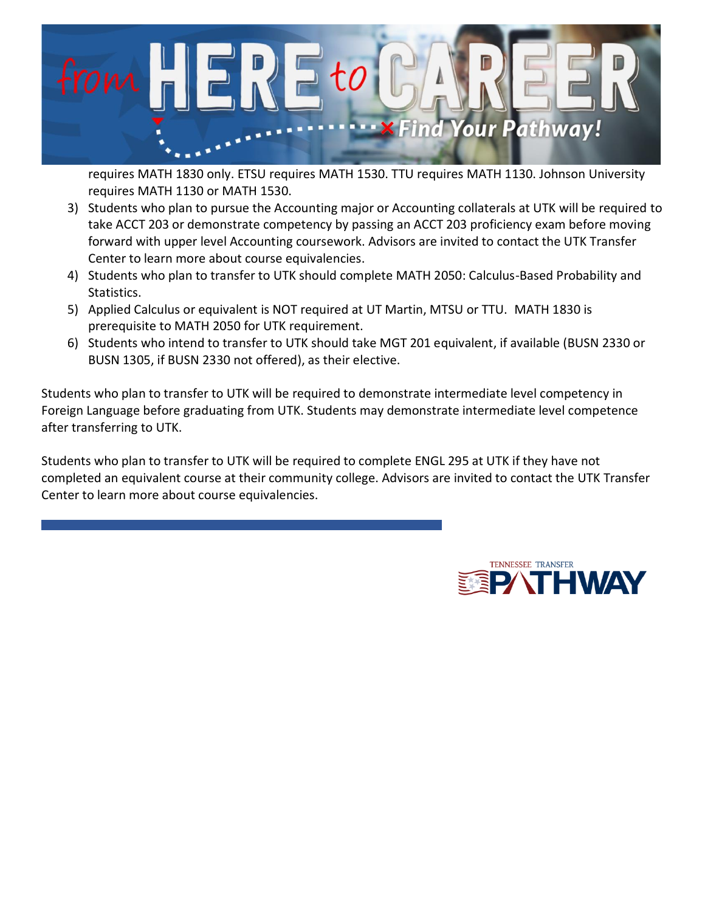requires MATH 1830 only. ETSU requires MATH 1530. TTU requires MATH 1130. Johnson University requires MATH 1130 or MATH 1530.

3) Students who plan to pursue the Accounting major or Accounting collaterals at UTK will be required to take ACCT 203 or demonstrate competency by passing an ACCT 203 proficiency exam before moving forward with upper level Accounting coursework. Advisors are invited to contact the UTK Transfer Center to learn more about course equivalencies.
4) Students who plan to transfer to UTK should complete MATH 2050: Calculus-Based Probability and Statistics.
5) Applied Calculus or equivalent is NOT required at UT Martin, MTSU or TTU. MATH 1830 is prerequisite to MATH 2050 for UTK requirement.
6) Students who intend to transfer to UTK should take MGT 201 equivalent, if available (BUSN 2330 or BUSN 1305, if BUSN 2330 not offered), as their elective.

Students who plan to transfer to UTK will be required to demonstrate intermediate level competency in Foreign Language before graduating from UTK. Students may demonstrate intermediate level competence after transferring to UTK.

Students who plan to transfer to UTK will be required to complete ENGL 295 at UTK if they have not completed an equivalent course at their community college. Advisors are invited to contact the UTK Transfer Center to learn more about course equivalencies.